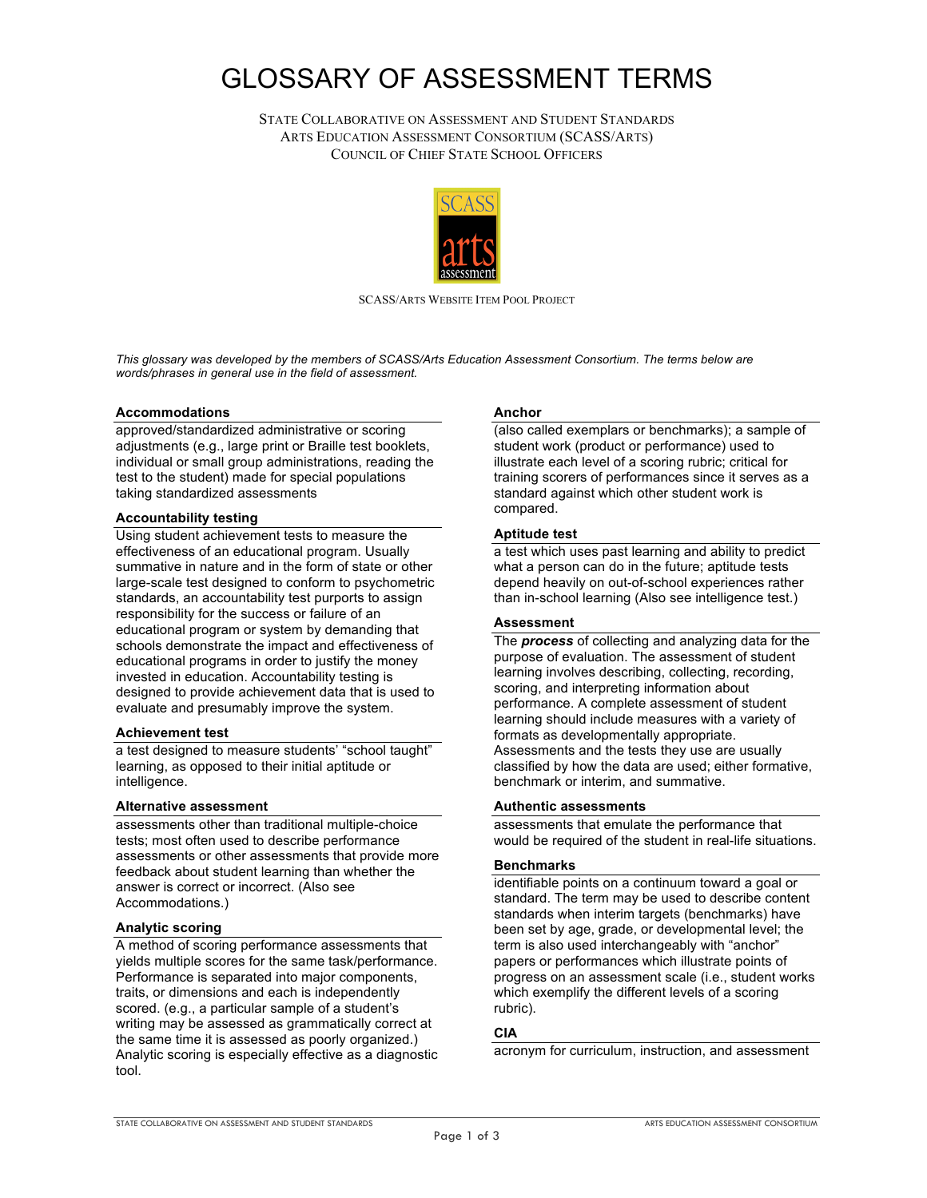# GLOSSARY OF ASSESSMENT TERMS

State Collaborative on Assessment and Student Standards
Arts Education Assessment Consortium (SCASS/Arts)
Council of Chief State School Officers

SCASS/Arts Website Item Pool Project

*This glossary was developed by the members of SCASS/Arts Education Assessment Consortium. The terms below are words/phrases in general use in the field of assessment.*

**Accommodations**

approved/standardized administrative or scoring adjustments (e.g., large print or Braille test booklets, individual or small group administrations, reading the test to the student) made for special populations taking standardized assessments

**Accountability testing**

Using student achievement tests to measure the effectiveness of an educational program. Usually summative in nature and in the form of state or other large-scale test designed to conform to psychometric standards, an accountability test purports to assign responsibility for the success or failure of an educational program or system by demanding that schools demonstrate the impact and effectiveness of educational programs in order to justify the money invested in education. Accountability testing is designed to provide achievement data that is used to evaluate and presumably improve the system.

**Achievement test**

a test designed to measure students' "school taught" learning, as opposed to their initial aptitude or intelligence.

**Alternative assessment**

assessments other than traditional multiple-choice tests; most often used to describe performance assessments or other assessments that provide more feedback about student learning than whether the answer is correct or incorrect. (Also see Accommodations.)

**Analytic scoring**

A method of scoring performance assessments that yields multiple scores for the same task/performance. Performance is separated into major components, traits, or dimensions and each is independently scored. (e.g., a particular sample of a student's writing may be assessed as grammatically correct at the same time it is assessed as poorly organized.) Analytic scoring is especially effective as a diagnostic tool.

**Anchor**

(also called exemplars or benchmarks); a sample of student work (product or performance) used to illustrate each level of a scoring rubric; critical for training scorers of performances since it serves as a standard against which other student work is compared.

**Aptitude test**

a test which uses past learning and ability to predict what a person can do in the future; aptitude tests depend heavily on out-of-school experiences rather than in-school learning (Also see intelligence test.)

**Assessment**

The ***process*** of collecting and analyzing data for the purpose of evaluation. The assessment of student learning involves describing, collecting, recording, scoring, and interpreting information about performance. A complete assessment of student learning should include measures with a variety of formats as developmentally appropriate. Assessments and the tests they use are usually classified by how the data are used; either formative, benchmark or interim, and summative.

**Authentic assessments**

assessments that emulate the performance that would be required of the student in real-life situations.

**Benchmarks**

identifiable points on a continuum toward a goal or standard. The term may be used to describe content standards when interim targets (benchmarks) have been set by age, grade, or developmental level; the term is also used interchangeably with "anchor" papers or performances which illustrate points of progress on an assessment scale (i.e., student works which exemplify the different levels of a scoring rubric).

**CIA**

acronym for curriculum, instruction, and assessment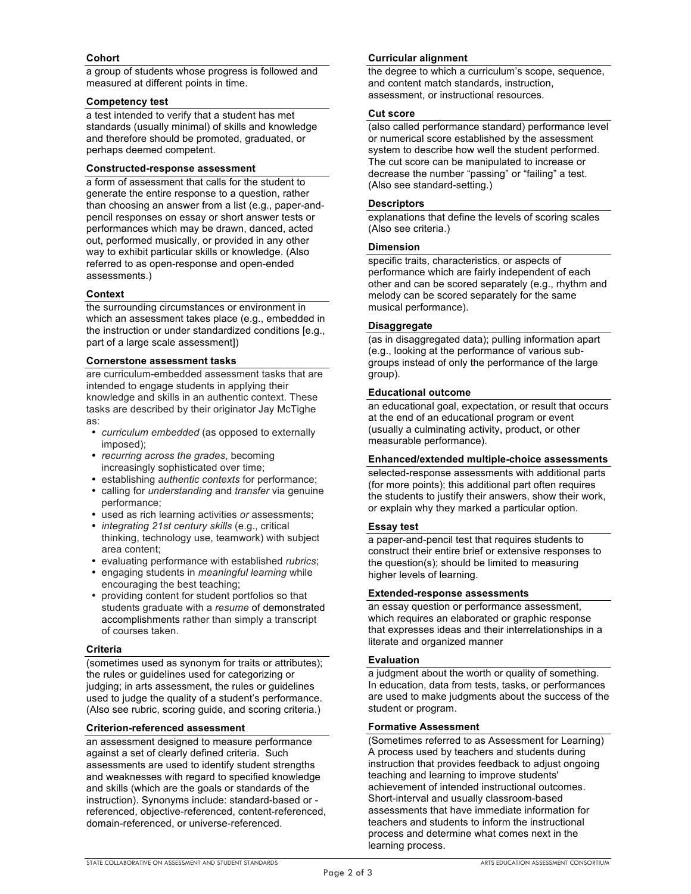**Cohort**

a group of students whose progress is followed and measured at different points in time.

**Competency test**

a test intended to verify that a student has met standards (usually minimal) of skills and knowledge and therefore should be promoted, graduated, or perhaps deemed competent.

**Constructed-response assessment**

a form of assessment that calls for the student to generate the entire response to a question, rather than choosing an answer from a list (e.g., paper-and-pencil responses on essay or short answer tests or performances which may be drawn, danced, acted out, performed musically, or provided in any other way to exhibit particular skills or knowledge. (Also referred to as open-response and open-ended assessments.)

**Context**

the surrounding circumstances or environment in which an assessment takes place (e.g., embedded in the instruction or under standardized conditions [e.g., part of a large scale assessment])

**Cornerstone assessment tasks**

are curriculum-embedded assessment tasks that are intended to engage students in applying their knowledge and skills in an authentic context. These tasks are described by their originator Jay McTighe as:

- *curriculum embedded* (as opposed to externally imposed);
- *recurring across the grades*, becoming increasingly sophisticated over time;
- establishing *authentic contexts* for performance;
- calling for *understanding* and *transfer* via genuine performance;
- used as rich learning activities *or* assessments;
- *integrating 21st century skills* (e.g., critical thinking, technology use, teamwork) with subject area content;
- evaluating performance with established *rubrics*;
- engaging students in *meaningful learning* while encouraging the best teaching;
- providing content for student portfolios so that students graduate with a *resume* of demonstrated accomplishments rather than simply a transcript of courses taken.

**Criteria**

(sometimes used as synonym for traits or attributes); the rules or guidelines used for categorizing or judging; in arts assessment, the rules or guidelines used to judge the quality of a student's performance. (Also see rubric, scoring guide, and scoring criteria.)

**Criterion-referenced assessment**

an assessment designed to measure performance against a set of clearly defined criteria. Such assessments are used to identify student strengths and weaknesses with regard to specified knowledge and skills (which are the goals or standards of the instruction). Synonyms include: standard-based or -referenced, objective-referenced, content-referenced, domain-referenced, or universe-referenced.

**Curricular alignment**

the degree to which a curriculum's scope, sequence, and content match standards, instruction, assessment, or instructional resources.

**Cut score**

(also called performance standard) performance level or numerical score established by the assessment system to describe how well the student performed. The cut score can be manipulated to increase or decrease the number "passing" or "failing" a test. (Also see standard-setting.)

**Descriptors**

explanations that define the levels of scoring scales (Also see criteria.)

**Dimension**

specific traits, characteristics, or aspects of performance which are fairly independent of each other and can be scored separately (e.g., rhythm and melody can be scored separately for the same musical performance).

**Disaggregate**

(as in disaggregated data); pulling information apart (e.g., looking at the performance of various sub-groups instead of only the performance of the large group).

**Educational outcome**

an educational goal, expectation, or result that occurs at the end of an educational program or event (usually a culminating activity, product, or other measurable performance).

**Enhanced/extended multiple-choice assessments**

selected-response assessments with additional parts (for more points); this additional part often requires the students to justify their answers, show their work, or explain why they marked a particular option.

**Essay test**

a paper-and-pencil test that requires students to construct their entire brief or extensive responses to the question(s); should be limited to measuring higher levels of learning.

**Extended-response assessments**

an essay question or performance assessment, which requires an elaborated or graphic response that expresses ideas and their interrelationships in a literate and organized manner

**Evaluation**

a judgment about the worth or quality of something. In education, data from tests, tasks, or performances are used to make judgments about the success of the student or program.

**Formative Assessment**

(Sometimes referred to as Assessment for Learning) A process used by teachers and students during instruction that provides feedback to adjust ongoing teaching and learning to improve students' achievement of intended instructional outcomes. Short-interval and usually classroom-based assessments that have immediate information for teachers and students to inform the instructional process and determine what comes next in the learning process.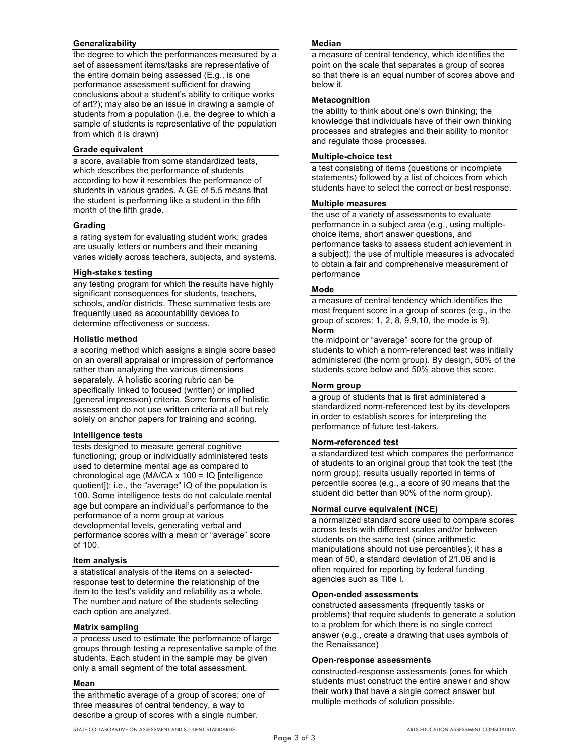**Generalizability**

the degree to which the performances measured by a set of assessment items/tasks are representative of the entire domain being assessed (E.g., is one performance assessment sufficient for drawing conclusions about a student's ability to critique works of art?); may also be an issue in drawing a sample of students from a population (i.e. the degree to which a sample of students is representative of the population from which it is drawn)

**Grade equivalent**

a score, available from some standardized tests, which describes the performance of students according to how it resembles the performance of students in various grades. A GE of 5.5 means that the student is performing like a student in the fifth month of the fifth grade.

**Grading**

a rating system for evaluating student work; grades are usually letters or numbers and their meaning varies widely across teachers, subjects, and systems.

**High-stakes testing**

any testing program for which the results have highly significant consequences for students, teachers, schools, and/or districts. These summative tests are frequently used as accountability devices to determine effectiveness or success.

**Holistic method**

a scoring method which assigns a single score based on an overall appraisal or impression of performance rather than analyzing the various dimensions separately. A holistic scoring rubric can be specifically linked to focused (written) or implied (general impression) criteria. Some forms of holistic assessment do not use written criteria at all but rely solely on anchor papers for training and scoring.

**Intelligence tests**

tests designed to measure general cognitive functioning; group or individually administered tests used to determine mental age as compared to chronological age (MA/CA x 100 = IQ [intelligence quotient]); i.e., the "average" IQ of the population is 100. Some intelligence tests do not calculate mental age but compare an individual's performance to the performance of a norm group at various developmental levels, generating verbal and performance scores with a mean or "average" score of 100.

**Item analysis**

a statistical analysis of the items on a selected-response test to determine the relationship of the item to the test's validity and reliability as a whole. The number and nature of the students selecting each option are analyzed.

**Matrix sampling**

a process used to estimate the performance of large groups through testing a representative sample of the students. Each student in the sample may be given only a small segment of the total assessment.

**Mean**

the arithmetic average of a group of scores; one of three measures of central tendency, a way to describe a group of scores with a single number.

**Median**

a measure of central tendency, which identifies the point on the scale that separates a group of scores so that there is an equal number of scores above and below it.

**Metacognition**

the ability to think about one's own thinking; the knowledge that individuals have of their own thinking processes and strategies and their ability to monitor and regulate those processes.

**Multiple-choice test**

a test consisting of items (questions or incomplete statements) followed by a list of choices from which students have to select the correct or best response.

**Multiple measures**

the use of a variety of assessments to evaluate performance in a subject area (e.g., using multiple-choice items, short answer questions, and performance tasks to assess student achievement in a subject); the use of multiple measures is advocated to obtain a fair and comprehensive measurement of performance

**Mode**

a measure of central tendency which identifies the most frequent score in a group of scores (e.g., in the group of scores: 1, 2, 8, 9,9,10, the mode is 9).

**Norm**

the midpoint or "average" score for the group of students to which a norm-referenced test was initially administered (the norm group). By design, 50% of the students score below and 50% above this score.

**Norm group**

a group of students that is first administered a standardized norm-referenced test by its developers in order to establish scores for interpreting the performance of future test-takers.

**Norm-referenced test**

a standardized test which compares the performance of students to an original group that took the test (the norm group); results usually reported in terms of percentile scores (e.g., a score of 90 means that the student did better than 90% of the norm group).

**Normal curve equivalent (NCE)**

a normalized standard score used to compare scores across tests with different scales and/or between students on the same test (since arithmetic manipulations should not use percentiles); it has a mean of 50, a standard deviation of 21.06 and is often required for reporting by federal funding agencies such as Title I.

**Open-ended assessments**

constructed assessments (frequently tasks or problems) that require students to generate a solution to a problem for which there is no single correct answer (e.g., create a drawing that uses symbols of the Renaissance)

**Open-response assessments**

constructed-response assessments (ones for which students must construct the entire answer and show their work) that have a single correct answer but multiple methods of solution possible.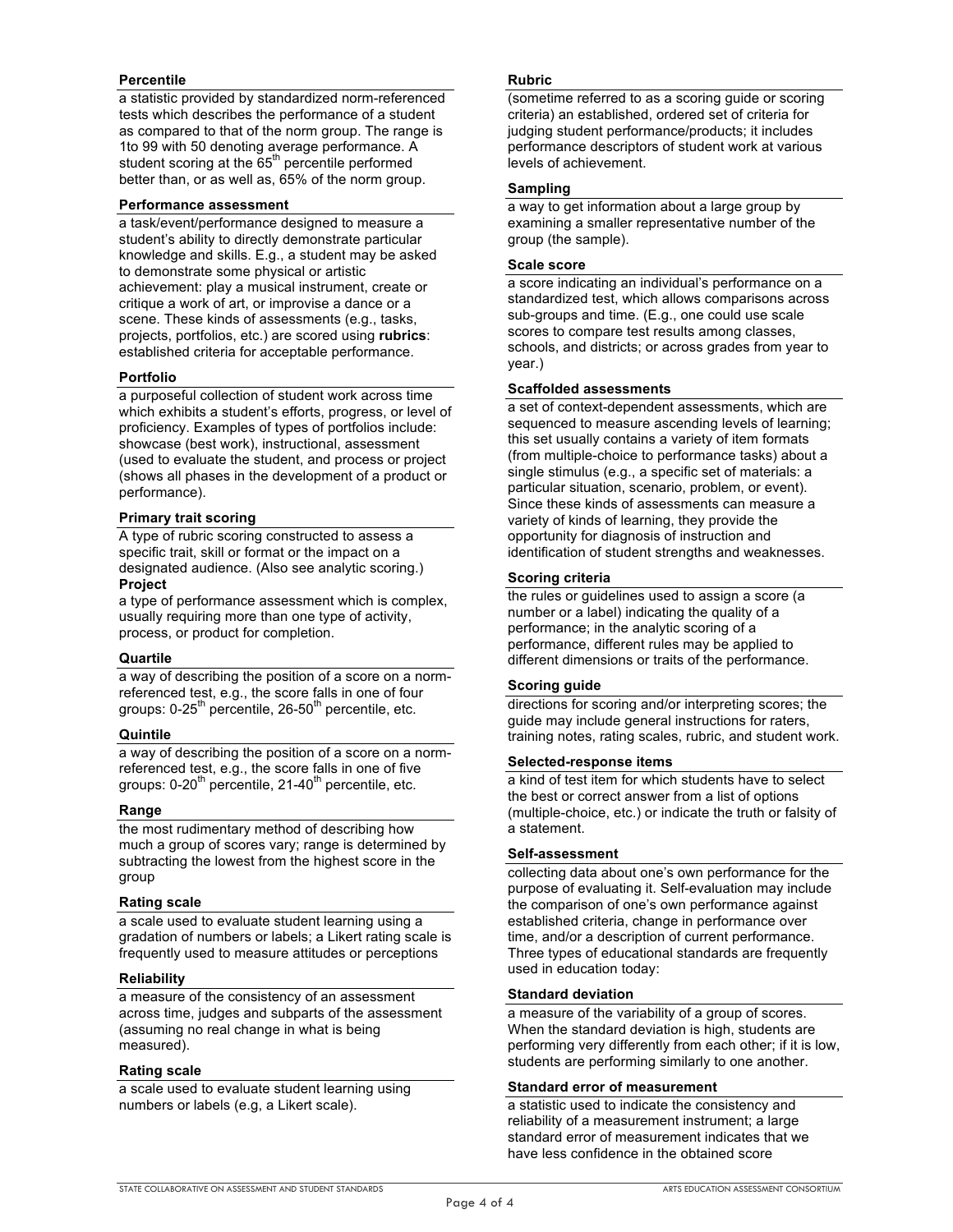**Percentile**

a statistic provided by standardized norm-referenced tests which describes the performance of a student as compared to that of the norm group. The range is 1to 99 with 50 denoting average performance. A student scoring at the 65th percentile performed better than, or as well as, 65% of the norm group.

**Performance assessment**

a task/event/performance designed to measure a student's ability to directly demonstrate particular knowledge and skills. E.g., a student may be asked to demonstrate some physical or artistic achievement: play a musical instrument, create or critique a work of art, or improvise a dance or a scene. These kinds of assessments (e.g., tasks, projects, portfolios, etc.) are scored using **rubrics**: established criteria for acceptable performance.

**Portfolio**

a purposeful collection of student work across time which exhibits a student's efforts, progress, or level of proficiency. Examples of types of portfolios include: showcase (best work), instructional, assessment (used to evaluate the student, and process or project (shows all phases in the development of a product or performance).

**Primary trait scoring**

A type of rubric scoring constructed to assess a specific trait, skill or format or the impact on a designated audience. (Also see analytic scoring.)

**Project**

a type of performance assessment which is complex, usually requiring more than one type of activity, process, or product for completion.

**Quartile**

a way of describing the position of a score on a norm-referenced test, e.g., the score falls in one of four groups: 0-25th percentile, 26-50th percentile, etc.

**Quintile**

a way of describing the position of a score on a norm-referenced test, e.g., the score falls in one of five groups: 0-20th percentile, 21-40th percentile, etc.

**Range**

the most rudimentary method of describing how much a group of scores vary; range is determined by subtracting the lowest from the highest score in the group

**Rating scale**

a scale used to evaluate student learning using a gradation of numbers or labels; a Likert rating scale is frequently used to measure attitudes or perceptions

**Reliability**

a measure of the consistency of an assessment across time, judges and subparts of the assessment (assuming no real change in what is being measured).

**Rating scale**

a scale used to evaluate student learning using numbers or labels (e.g, a Likert scale).

**Rubric**

(sometime referred to as a scoring guide or scoring criteria) an established, ordered set of criteria for judging student performance/products; it includes performance descriptors of student work at various levels of achievement.

**Sampling**

a way to get information about a large group by examining a smaller representative number of the group (the sample).

**Scale score**

a score indicating an individual's performance on a standardized test, which allows comparisons across sub-groups and time. (E.g., one could use scale scores to compare test results among classes, schools, and districts; or across grades from year to year.)

**Scaffolded assessments**

a set of context-dependent assessments, which are sequenced to measure ascending levels of learning; this set usually contains a variety of item formats (from multiple-choice to performance tasks) about a single stimulus (e.g., a specific set of materials: a particular situation, scenario, problem, or event). Since these kinds of assessments can measure a variety of kinds of learning, they provide the opportunity for diagnosis of instruction and identification of student strengths and weaknesses.

**Scoring criteria**

the rules or guidelines used to assign a score (a number or a label) indicating the quality of a performance; in the analytic scoring of a performance, different rules may be applied to different dimensions or traits of the performance.

**Scoring guide**

directions for scoring and/or interpreting scores; the guide may include general instructions for raters, training notes, rating scales, rubric, and student work.

**Selected-response items**

a kind of test item for which students have to select the best or correct answer from a list of options (multiple-choice, etc.) or indicate the truth or falsity of a statement.

**Self-assessment**

collecting data about one's own performance for the purpose of evaluating it. Self-evaluation may include the comparison of one's own performance against established criteria, change in performance over time, and/or a description of current performance. Three types of educational standards are frequently used in education today:

**Standard deviation**

a measure of the variability of a group of scores. When the standard deviation is high, students are performing very differently from each other; if it is low, students are performing similarly to one another.

**Standard error of measurement**

a statistic used to indicate the consistency and reliability of a measurement instrument; a large standard error of measurement indicates that we have less confidence in the obtained score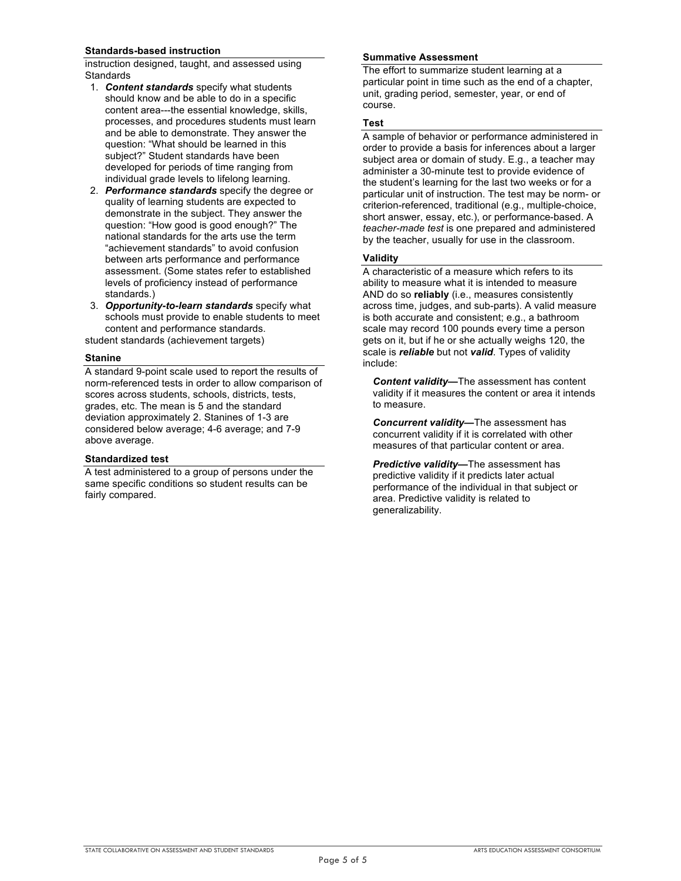### Standards-based instruction

instruction designed, taught, and assessed using Standards

1. ***Content standards*** specify what students should know and be able to do in a specific content area---the essential knowledge, skills, processes, and procedures students must learn and be able to demonstrate. They answer the question: "What should be learned in this subject?" Student standards have been developed for periods of time ranging from individual grade levels to lifelong learning.
2. ***Performance standards*** specify the degree or quality of learning students are expected to demonstrate in the subject. They answer the question: "How good is good enough?" The national standards for the arts use the term "achievement standards" to avoid confusion between arts performance and performance assessment. (Some states refer to established levels of proficiency instead of performance standards.)
3. ***Opportunity-to-learn standards*** specify what schools must provide to enable students to meet content and performance standards.

student standards (achievement targets)

### Stanine

A standard 9-point scale used to report the results of norm-referenced tests in order to allow comparison of scores across students, schools, districts, tests, grades, etc. The mean is 5 and the standard deviation approximately 2. Stanines of 1-3 are considered below average; 4-6 average; and 7-9 above average.

### Standardized test

A test administered to a group of persons under the same specific conditions so student results can be fairly compared.

### Summative Assessment

The effort to summarize student learning at a particular point in time such as the end of a chapter, unit, grading period, semester, year, or end of course.

### Test

A sample of behavior or performance administered in order to provide a basis for inferences about a larger subject area or domain of study. E.g., a teacher may administer a 30-minute test to provide evidence of the student's learning for the last two weeks or for a particular unit of instruction. The test may be norm- or criterion-referenced, traditional (e.g., multiple-choice, short answer, essay, etc.), or performance-based. A *teacher-made test* is one prepared and administered by the teacher, usually for use in the classroom.

### Validity

A characteristic of a measure which refers to its ability to measure what it is intended to measure AND do so **reliably** (i.e., measures consistently across time, judges, and sub-parts). A valid measure is both accurate and consistent; e.g., a bathroom scale may record 100 pounds every time a person gets on it, but if he or she actually weighs 120, the scale is ***reliable*** but not ***valid***. Types of validity include:

***Content validity—***The assessment has content validity if it measures the content or area it intends to measure.

***Concurrent validity—***The assessment has concurrent validity if it is correlated with other measures of that particular content or area.

***Predictive validity—***The assessment has predictive validity if it predicts later actual performance of the individual in that subject or area. Predictive validity is related to generalizability.